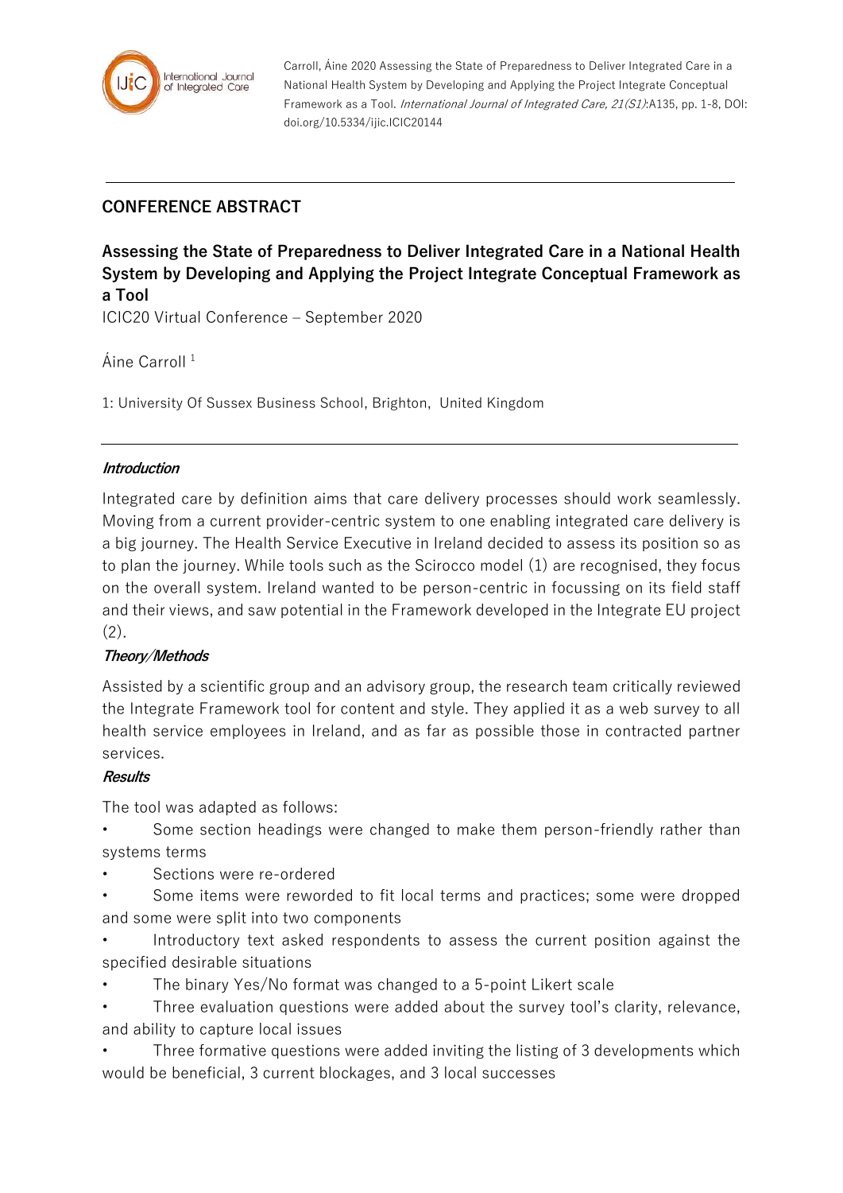Carroll, Áine 2020 Assessing the State of Preparedness to Deliver Integrated Care in a National Health System by Developing and Applying the Project Integrate Conceptual Framework as a Tool. *International Journal of Integrated Care, 21(S1)*:A135, pp. 1-8, DOI: doi.org/10.5334/ijic.ICIC20144

---

## CONFERENCE ABSTRACT

# Assessing the State of Preparedness to Deliver Integrated Care in a National Health System by Developing and Applying the Project Integrate Conceptual Framework as a Tool

ICIC20 Virtual Conference – September 2020

Áine Carroll [1]

1: University Of Sussex Business School, Brighton, United Kingdom

---

### *Introduction*

Integrated care by definition aims that care delivery processes should work seamlessly. Moving from a current provider-centric system to one enabling integrated care delivery is a big journey. The Health Service Executive in Ireland decided to assess its position so as to plan the journey. While tools such as the Scirocco model (1) are recognised, they focus on the overall system. Ireland wanted to be person-centric in focussing on its field staff and their views, and saw potential in the Framework developed in the Integrate EU project (2).

### *Theory/Methods*

Assisted by a scientific group and an advisory group, the research team critically reviewed the Integrate Framework tool for content and style. They applied it as a web survey to all health service employees in Ireland, and as far as possible those in contracted partner services.

### *Results*

The tool was adapted as follows:

- Some section headings were changed to make them person-friendly rather than systems terms
- Sections were re-ordered
- Some items were reworded to fit local terms and practices; some were dropped and some were split into two components
- Introductory text asked respondents to assess the current position against the specified desirable situations
- The binary Yes/No format was changed to a 5-point Likert scale
- Three evaluation questions were added about the survey tool's clarity, relevance, and ability to capture local issues
- Three formative questions were added inviting the listing of 3 developments which would be beneficial, 3 current blockages, and 3 local successes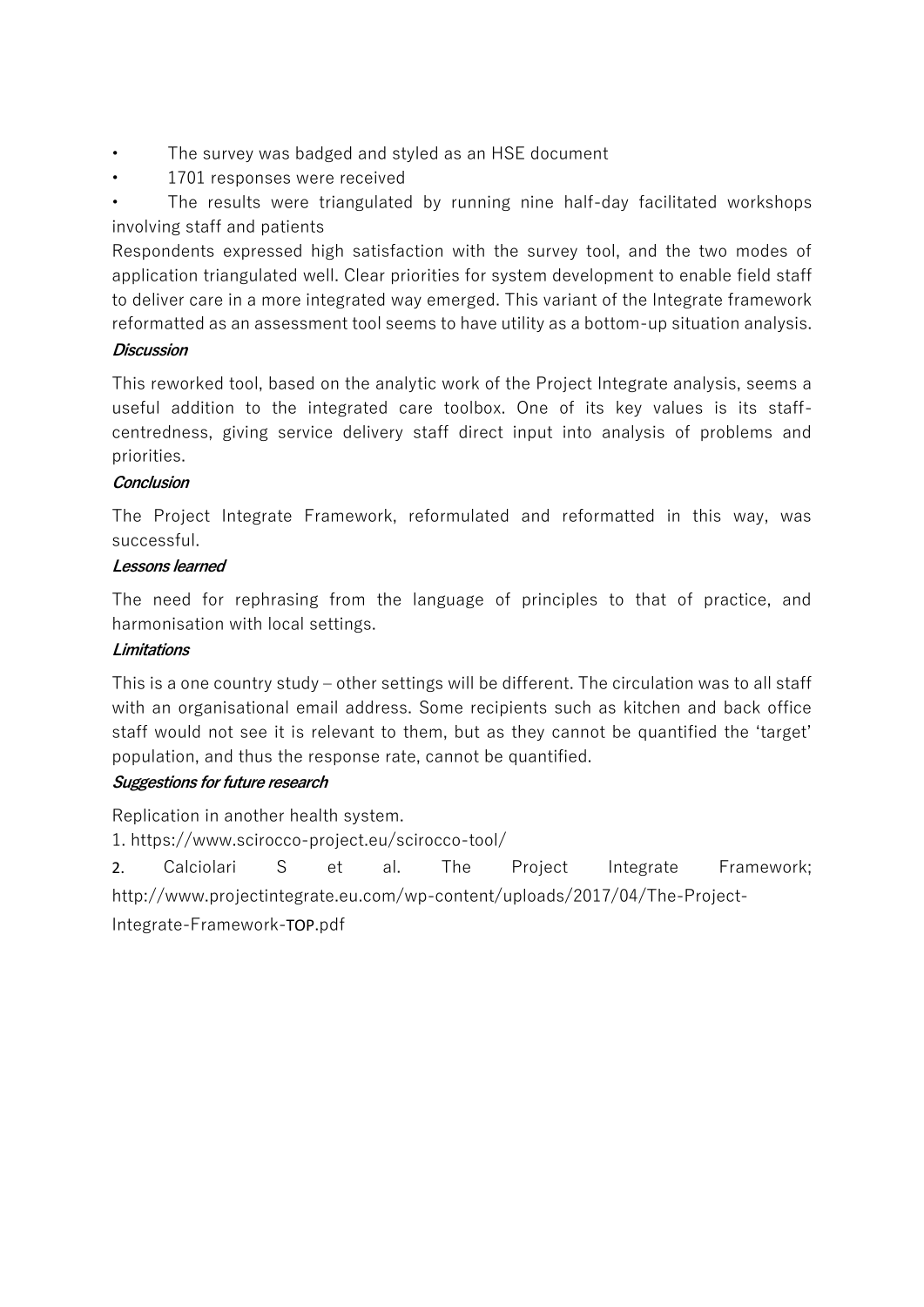- The survey was badged and styled as an HSE document
- 1701 responses were received
- The results were triangulated by running nine half-day facilitated workshops involving staff and patients

Respondents expressed high satisfaction with the survey tool, and the two modes of application triangulated well. Clear priorities for system development to enable field staff to deliver care in a more integrated way emerged. This variant of the Integrate framework reformatted as an assessment tool seems to have utility as a bottom-up situation analysis.

***Discussion***

This reworked tool, based on the analytic work of the Project Integrate analysis, seems a useful addition to the integrated care toolbox. One of its key values is its staff-centredness, giving service delivery staff direct input into analysis of problems and priorities.

***Conclusion***

The Project Integrate Framework, reformulated and reformatted in this way, was successful.

***Lessons learned***

The need for rephrasing from the language of principles to that of practice, and harmonisation with local settings.

***Limitations***

This is a one country study – other settings will be different. The circulation was to all staff with an organisational email address. Some recipients such as kitchen and back office staff would not see it is relevant to them, but as they cannot be quantified the 'target' population, and thus the response rate, cannot be quantified.

***Suggestions for future research***

Replication in another health system.

1. https://www.scirocco-project.eu/scirocco-tool/
2. Calciolari S et al. The Project Integrate Framework; http://www.projectintegrate.eu.com/wp-content/uploads/2017/04/The-Project-Integrate-Framework-TOP.pdf